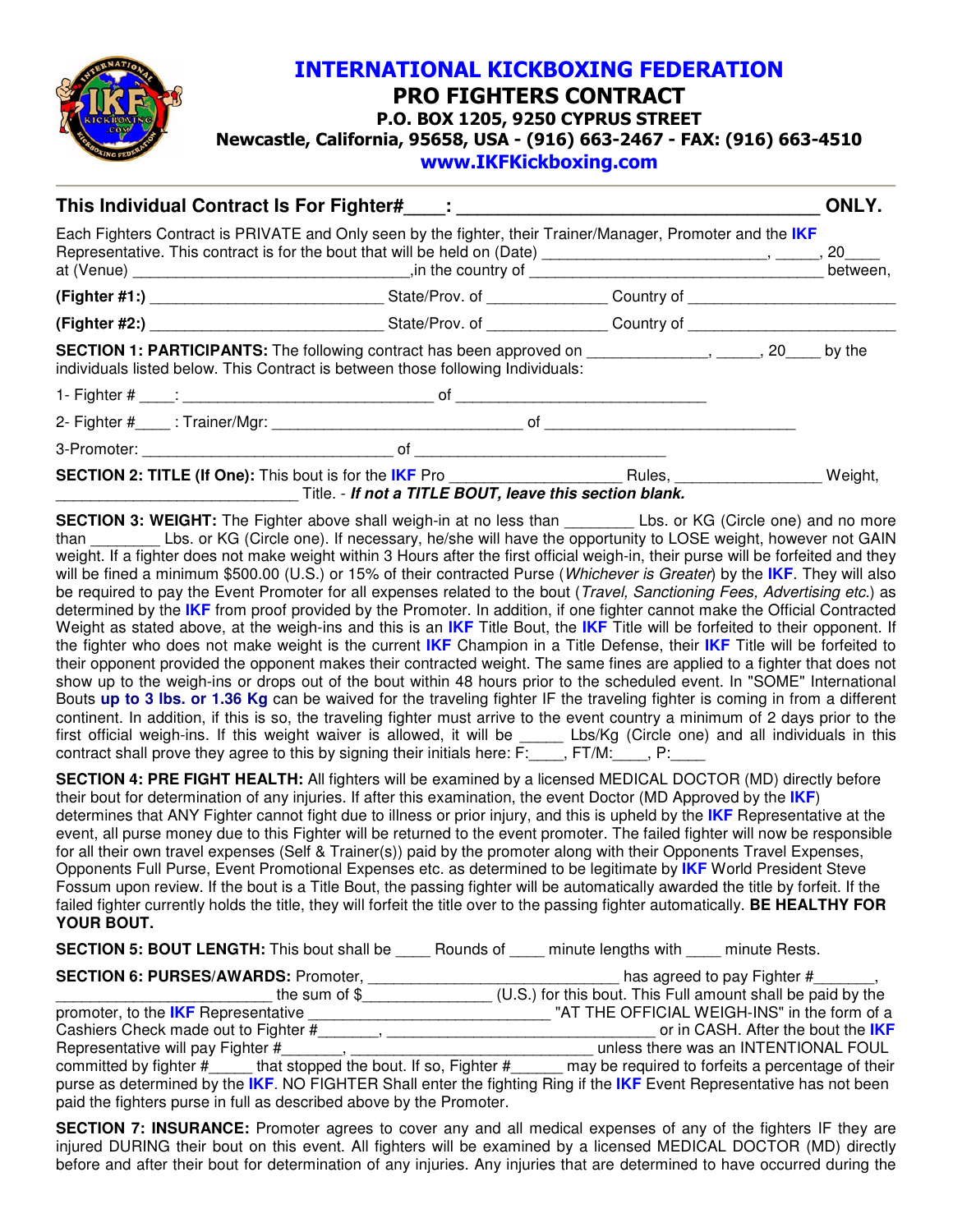# INTERNATIONAL KICKBOXING FEDERATION

## PRO FIGHTERS CONTRACT

**P.O. BOX 1205, 9250 CYPRUS STREET**
**Newcastle, California, 95658, USA - (916) 663-2467 - FAX: (916) 663-4510**
**www.IKFKickboxing.com**

---

**This Individual Contract Is For Fighter#____: ____________________________________ ONLY.**

Each Fighters Contract is PRIVATE and Only seen by the fighter, their Trainer/Manager, Promoter and the **IKF** Representative. This contract is for the bout that will be held on (Date) ___________________________, _____, 20____ at (Venue) _________________________________,in the country of ___________________________________ between,

**(Fighter #1:)** ___________________________ State/Prov. of ______________ Country of ________________________

**(Fighter #2:)** ___________________________ State/Prov. of ______________ Country of ________________________

**SECTION 1: PARTICIPANTS:** The following contract has been approved on ______________, _____, 20____ by the individuals listed below. This Contract is between those following Individuals:

1- Fighter # ____: _____________________________ of ______________________________

2- Fighter #____ : Trainer/Mgr: ______________________________ of ______________________________

3-Promoter: ______________________________ of ______________________________

**SECTION 2: TITLE (If One):** This bout is for the **IKF** Pro ___________________ Rules, ________________ Weight, ____________________________ Title. - ***If not a TITLE BOUT, leave this section blank.***

**SECTION 3: WEIGHT:** The Fighter above shall weigh-in at no less than ________ Lbs. or KG (Circle one) and no more than ________ Lbs. or KG (Circle one). If necessary, he/she will have the opportunity to LOSE weight, however not GAIN weight. If a fighter does not make weight within 3 Hours after the first official weigh-in, their purse will be forfeited and they will be fined a minimum $500.00 (U.S.) or 15% of their contracted Purse (*Whichever is Greater*) by the **IKF**. They will also be required to pay the Event Promoter for all expenses related to the bout (*Travel, Sanctioning Fees, Advertising etc.*) as determined by the **IKF** from proof provided by the Promoter. In addition, if one fighter cannot make the Official Contracted Weight as stated above, at the weigh-ins and this is an **IKF** Title Bout, the **IKF** Title will be forfeited to their opponent. If the fighter who does not make weight is the current **IKF** Champion in a Title Defense, their **IKF** Title will be forfeited to their opponent provided the opponent makes their contracted weight. The same fines are applied to a fighter that does not show up to the weigh-ins or drops out of the bout within 48 hours prior to the scheduled event. In "SOME" International Bouts **up to 3 lbs. or 1.36 Kg** can be waived for the traveling fighter IF the traveling fighter is coming in from a different continent. In addition, if this is so, the traveling fighter must arrive to the event country a minimum of 2 days prior to the first official weigh-ins. If this weight waiver is allowed, it will be _____ Lbs/Kg (Circle one) and all individuals in this contract shall prove they agree to this by signing their initials here: F:____, FT/M:____, P:____

**SECTION 4: PRE FIGHT HEALTH:** All fighters will be examined by a licensed MEDICAL DOCTOR (MD) directly before their bout for determination of any injuries. If after this examination, the event Doctor (MD Approved by the **IKF**) determines that ANY Fighter cannot fight due to illness or prior injury, and this is upheld by the **IKF** Representative at the event, all purse money due to this Fighter will be returned to the event promoter. The failed fighter will now be responsible for all their own travel expenses (Self & Trainer(s)) paid by the promoter along with their Opponents Travel Expenses, Opponents Full Purse, Event Promotional Expenses etc. as determined to be legitimate by **IKF** World President Steve Fossum upon review. If the bout is a Title Bout, the passing fighter will be automatically awarded the title by forfeit. If the failed fighter currently holds the title, they will forfeit the title over to the passing fighter automatically. **BE HEALTHY FOR YOUR BOUT.**

**SECTION 5: BOUT LENGTH:** This bout shall be ____ Rounds of ____ minute lengths with ____ minute Rests.

**SECTION 6: PURSES/AWARDS:** Promoter, ______________________________ has agreed to pay Fighter #_______, ________________________ the sum of $_______________ (U.S.) for this bout. This Full amount shall be paid by the promoter, to the **IKF** Representative ____________________________ "AT THE OFFICIAL WEIGH-INS" in the form of a Cashiers Check made out to Fighter #_______, ________________________________ or in CASH. After the bout the **IKF** Representative will pay Fighter #_______, ____________________________ unless there was an INTENTIONAL FOUL committed by fighter #_____ that stopped the bout. If so, Fighter #______ may be required to forfeits a percentage of their purse as determined by the **IKF**. NO FIGHTER Shall enter the fighting Ring if the **IKF** Event Representative has not been paid the fighters purse in full as described above by the Promoter.

**SECTION 7: INSURANCE:** Promoter agrees to cover any and all medical expenses of any of the fighters IF they are injured DURING their bout on this event. All fighters will be examined by a licensed MEDICAL DOCTOR (MD) directly before and after their bout for determination of any injuries. Any injuries that are determined to have occurred during the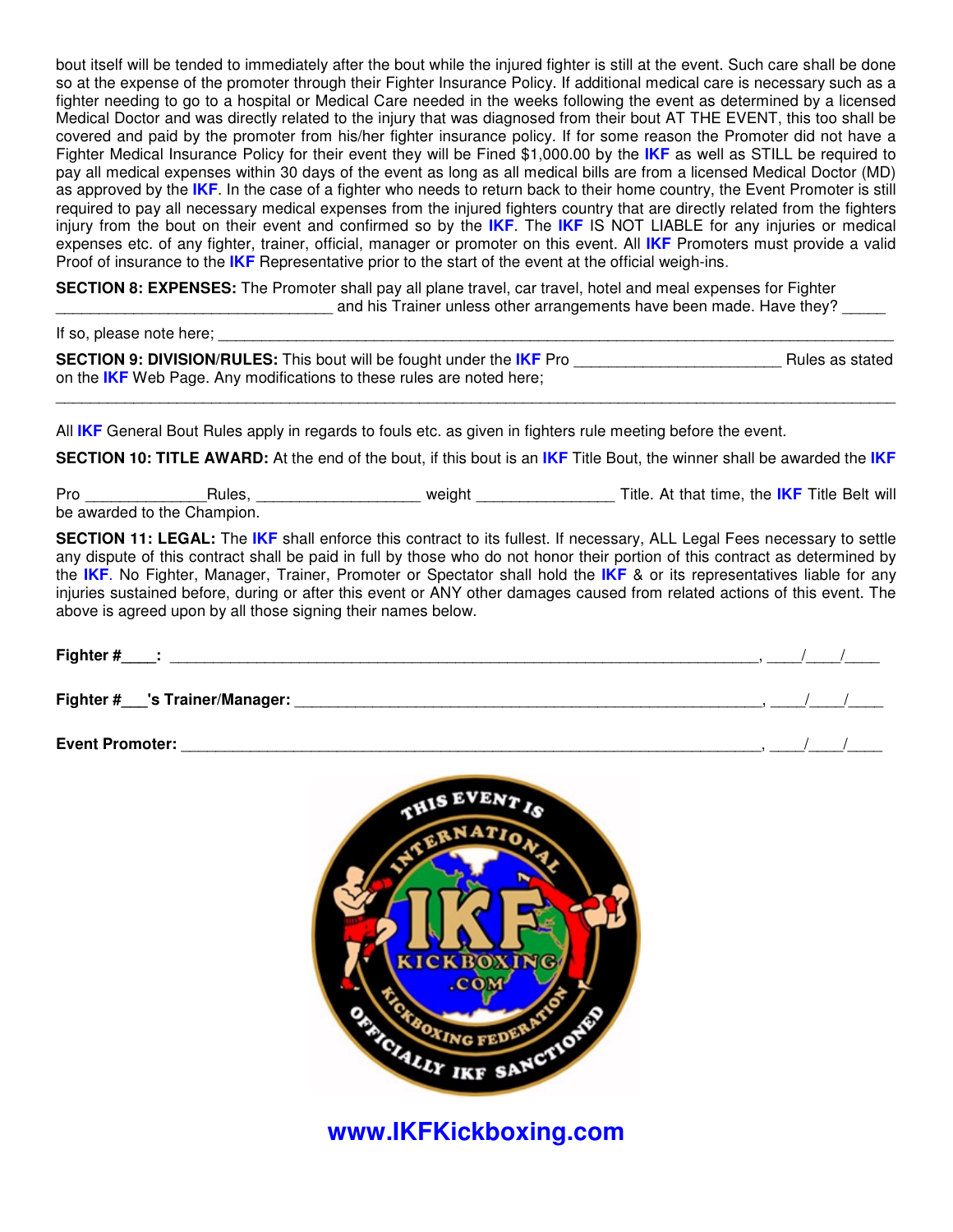bout itself will be tended to immediately after the bout while the injured fighter is still at the event. Such care shall be done so at the expense of the promoter through their Fighter Insurance Policy. If additional medical care is necessary such as a fighter needing to go to a hospital or Medical Care needed in the weeks following the event as determined by a licensed Medical Doctor and was directly related to the injury that was diagnosed from their bout AT THE EVENT, this too shall be covered and paid by the promoter from his/her fighter insurance policy. If for some reason the Promoter did not have a Fighter Medical Insurance Policy for their event they will be Fined $1,000.00 by the **IKF** as well as STILL be required to pay all medical expenses within 30 days of the event as long as all medical bills are from a licensed Medical Doctor (MD) as approved by the **IKF**. In the case of a fighter who needs to return back to their home country, the Event Promoter is still required to pay all necessary medical expenses from the injured fighters country that are directly related from the fighters injury from the bout on their event and confirmed so by the **IKF**. The **IKF** IS NOT LIABLE for any injuries or medical expenses etc. of any fighter, trainer, official, manager or promoter on this event. All **IKF** Promoters must provide a valid Proof of insurance to the **IKF** Representative prior to the start of the event at the official weigh-ins.

**SECTION 8: EXPENSES:** The Promoter shall pay all plane travel, car travel, hotel and meal expenses for Fighter ________________________________ and his Trainer unless other arrangements have been made. Have they? _____

If so, please note here; ________________________________________________________________________________

**SECTION 9: DIVISION/RULES:** This bout will be fought under the **IKF** Pro ________________________ Rules as stated on the **IKF** Web Page. Any modifications to these rules are noted here;

______________________________________________________________________________________________

All **IKF** General Bout Rules apply in regards to fouls etc. as given in fighters rule meeting before the event.

**SECTION 10: TITLE AWARD:** At the end of the bout, if this bout is an **IKF** Title Bout, the winner shall be awarded the **IKF**

Pro ______________Rules, ___________________ weight ________________ Title. At that time, the **IKF** Title Belt will be awarded to the Champion.

**SECTION 11: LEGAL:** The **IKF** shall enforce this contract to its fullest. If necessary, ALL Legal Fees necessary to settle any dispute of this contract shall be paid in full by those who do not honor their portion of this contract as determined by the **IKF**. No Fighter, Manager, Trainer, Promoter or Spectator shall hold the **IKF** & or its representatives liable for any injuries sustained before, during or after this event or ANY other damages caused from related actions of this event. The above is agreed upon by all those signing their names below.

**Fighter #____:** ______________________________________________________________________, ____/____/____

**Fighter #___'s Trainer/Manager:** _______________________________________________________, ____/____/____

**Event Promoter:** ____________________________________________________________________, ____/____/____

**www.IKFKickboxing.com**